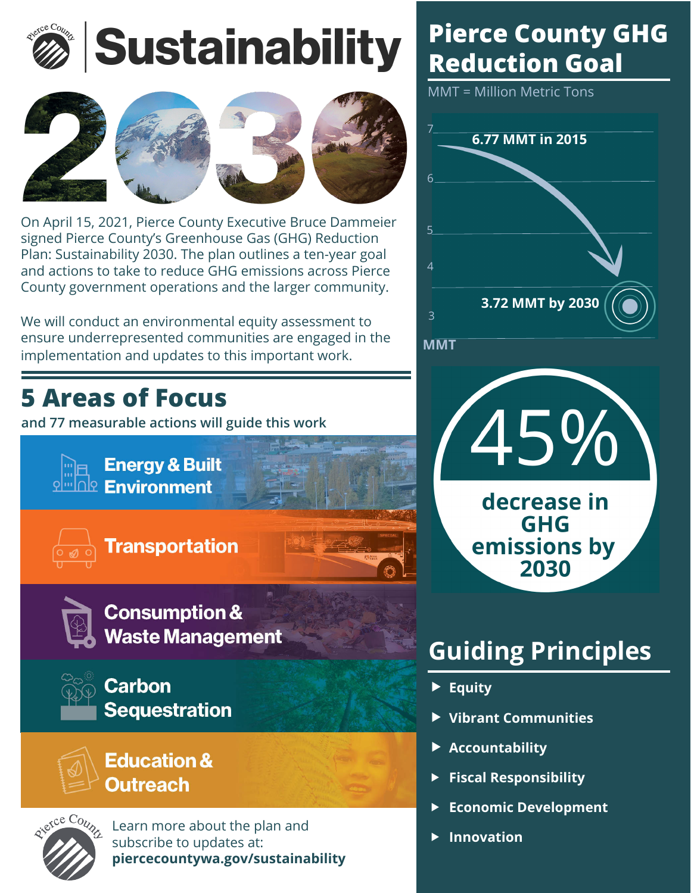# Sustainability 2030

On April 15, 2021, Pierce County Executive Bruce Dammeier signed Pierce County's Greenhouse Gas (GHG) Reduction Plan: Sustainability 2030. The plan outlines a ten-year goal and actions to take to reduce GHG emissions across Pierce County government operations and the larger community.

We will conduct an environmental equity assessment to ensure underrepresented communities are engaged in the implementation and updates to this important work.

## 5 Areas of Focus

**and 77 measurable actions will guide this work**

- Energy & Built Environment
- Transportation
- Consumption & Waste Management
- Carbon Sequestration
- Education & Outreach

Learn more about the plan and subscribe to updates at:
**piercecountywa.gov/sustainability**

## Pierce County GHG Reduction Goal

MMT = Million Metric Tons

**6.77 MMT in 2015**

**3.72 MMT by 2030**

# 45%

**decrease in GHG emissions by 2030**

## Guiding Principles

- **Equity**
- **Vibrant Communities**
- **Accountability**
- **Fiscal Responsibility**
- **Economic Development**
- **Innovation**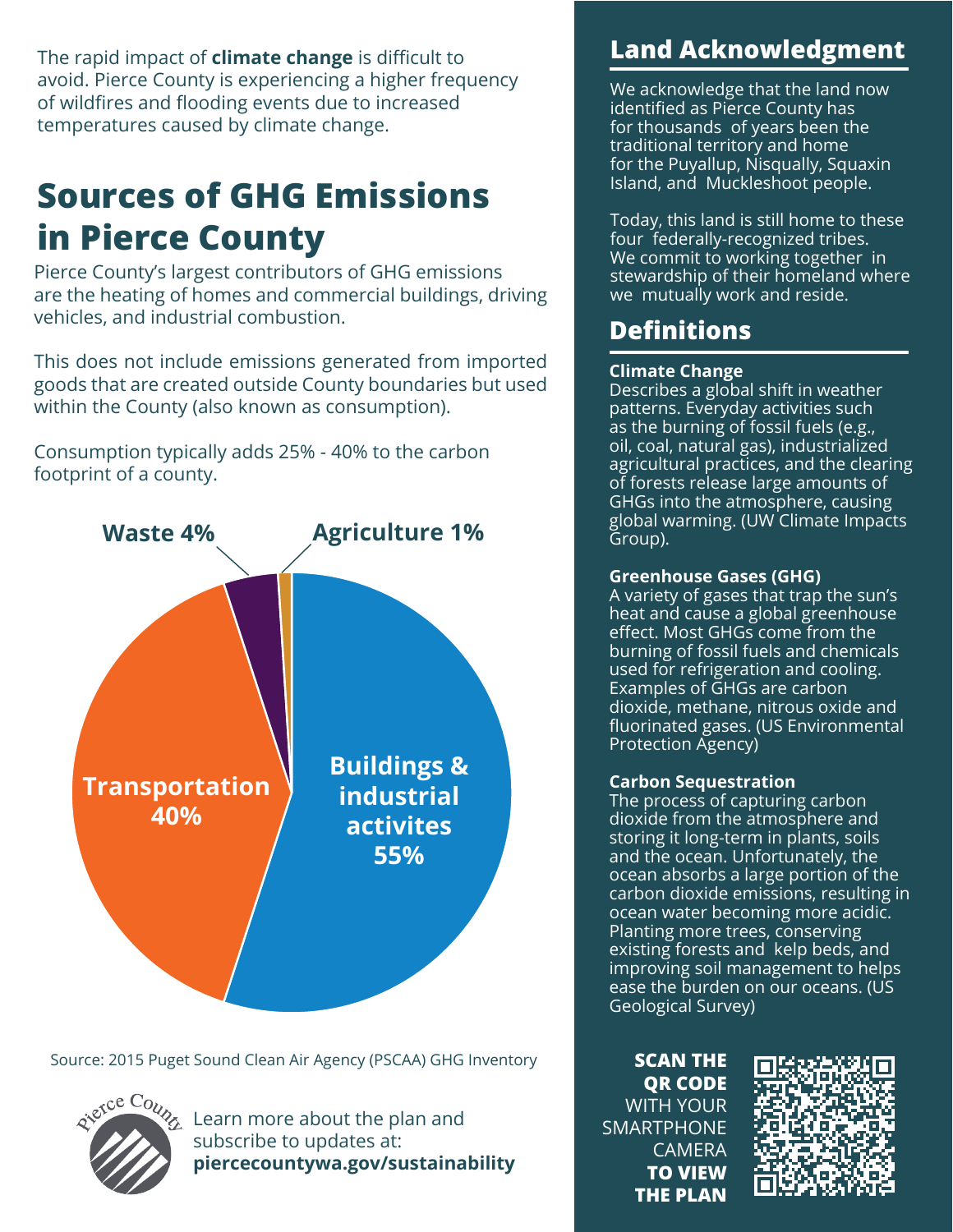The rapid impact of **climate change** is difficult to avoid. Pierce County is experiencing a higher frequency of wildfires and flooding events due to increased temperatures caused by climate change.

# Sources of GHG Emissions in Pierce County

Pierce County's largest contributors of GHG emissions are the heating of homes and commercial buildings, driving vehicles, and industrial combustion.

This does not include emissions generated from imported goods that are created outside County boundaries but used within the County (also known as consumption).

Consumption typically adds 25% - 40% to the carbon footprint of a county.

Waste 4%

Agriculture 1%

Transportation 40%

Buildings & industrial activites 55%

Source: 2015 Puget Sound Clean Air Agency (PSCAA) GHG Inventory

Pierce County

Learn more about the plan and subscribe to updates at: **piercecountywa.gov/sustainability**

## Land Acknowledgment

We acknowledge that the land now identified as Pierce County has for thousands of years been the traditional territory and home for the Puyallup, Nisqually, Squaxin Island, and Muckleshoot people.

Today, this land is still home to these four federally-recognized tribes. We commit to working together in stewardship of their homeland where we mutually work and reside.

## Definitions

**Climate Change**
Describes a global shift in weather patterns. Everyday activities such as the burning of fossil fuels (e.g., oil, coal, natural gas), industrialized agricultural practices, and the clearing of forests release large amounts of GHGs into the atmosphere, causing global warming. (UW Climate Impacts Group).

**Greenhouse Gases (GHG)**
A variety of gases that trap the sun's heat and cause a global greenhouse effect. Most GHGs come from the burning of fossil fuels and chemicals used for refrigeration and cooling. Examples of GHGs are carbon dioxide, methane, nitrous oxide and fluorinated gases. (US Environmental Protection Agency)

**Carbon Sequestration**
The process of capturing carbon dioxide from the atmosphere and storing it long-term in plants, soils and the ocean. Unfortunately, the ocean absorbs a large portion of the carbon dioxide emissions, resulting in ocean water becoming more acidic. Planting more trees, conserving existing forests and kelp beds, and improving soil management to helps ease the burden on our oceans. (US Geological Survey)

**SCAN THE QR CODE** WITH YOUR SMARTPHONE CAMERA **TO VIEW THE PLAN**